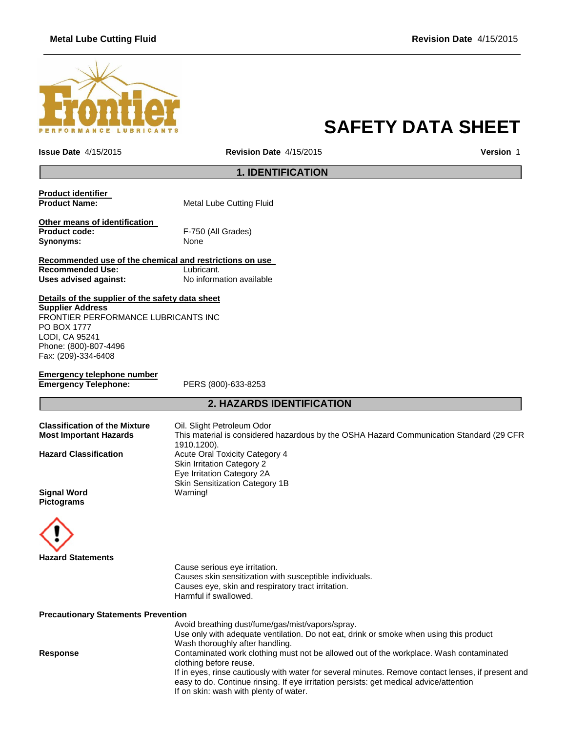# SAFETY DATA SHEET

**Issue Date** 4/15/2015 **Revision Date** 4/15/2015 **Version** 1

## 1. IDENTIFICATION

**Product identifier**

**Product Name:** Metal Lube Cutting Fluid

**Other means of identification**

**Product code:** F-750 (All Grades)

**Synonyms:** None

**Recommended use of the chemical and restrictions on use**

**Recommended Use:** Lubricant.

**Uses advised against:** No information available

**Details of the supplier of the safety data sheet**

**Supplier Address**
FRONTIER PERFORMANCE LUBRICANTS INC
PO BOX 1777
LODI, CA 95241
Phone: (800)-807-4496
Fax: (209)-334-6408

**Emergency telephone number**

**Emergency Telephone:** PERS (800)-633-8253

## 2. HAZARDS IDENTIFICATION

**Classification of the Mixture** Oil. Slight Petroleum Odor

**Most Important Hazards** This material is considered hazardous by the OSHA Hazard Communication Standard (29 CFR 1910.1200).

**Hazard Classification**
Acute Oral Toxicity Category 4
Skin Irritation Category 2
Eye Irritation Category 2A
Skin Sensitization Category 1B

**Signal Word** Warning!

**Pictograms**

**Hazard Statements**

Cause serious eye irritation.
Causes skin sensitization with susceptible individuals.
Causes eye, skin and respiratory tract irritation.
Harmful if swallowed.

**Precautionary Statements Prevention**

Avoid breathing dust/fume/gas/mist/vapors/spray.
Use only with adequate ventilation. Do not eat, drink or smoke when using this product
Wash thoroughly after handling.

**Response**

Contaminated work clothing must not be allowed out of the workplace. Wash contaminated clothing before reuse.
If in eyes, rinse cautiously with water for several minutes. Remove contact lenses, if present and easy to do. Continue rinsing. If eye irritation persists: get medical advice/attention
If on skin: wash with plenty of water.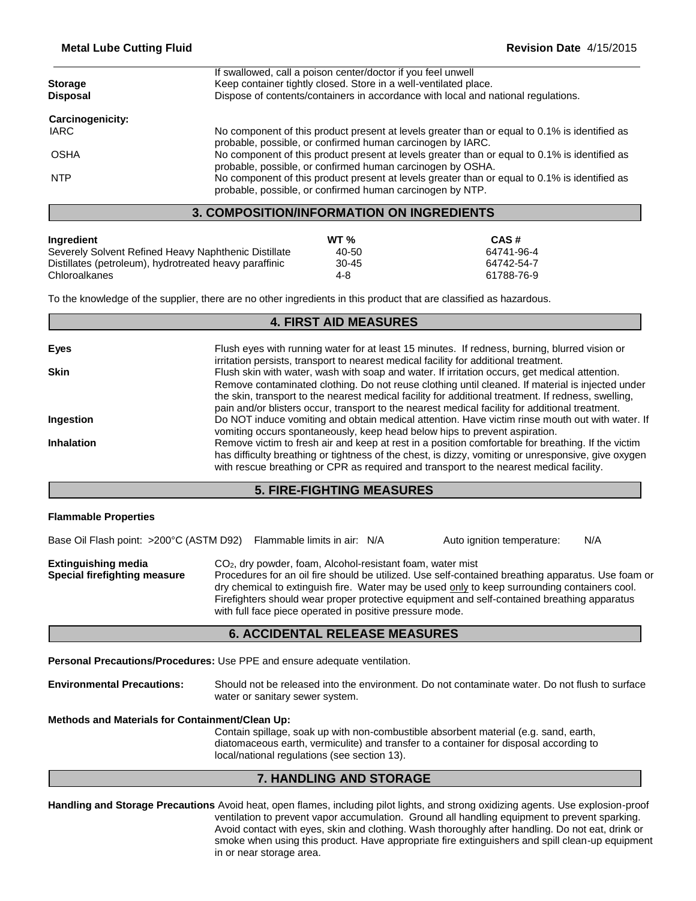| | |
|---|---|
| | If swallowed, call a poison center/doctor if you feel unwell |
| **Storage** | Keep container tightly closed. Store in a well-ventilated place. |
| **Disposal** | Dispose of contents/containers in accordance with local and national regulations. |

**Carcinogenicity:**

| | |
|---|---|
| IARC | No component of this product present at levels greater than or equal to 0.1% is identified as probable, possible, or confirmed human carcinogen by IARC. |
| OSHA | No component of this product present at levels greater than or equal to 0.1% is identified as probable, possible, or confirmed human carcinogen by OSHA. |
| NTP | No component of this product present at levels greater than or equal to 0.1% is identified as probable, possible, or confirmed human carcinogen by NTP. |

## 3. COMPOSITION/INFORMATION ON INGREDIENTS

| Ingredient | WT % | CAS # |
|---|---|---|
| Severely Solvent Refined Heavy Naphthenic Distillate | 40-50 | 64741-96-4 |
| Distillates (petroleum), hydrotreated heavy paraffinic | 30-45 | 64742-54-7 |
| Chloroalkanes | 4-8 | 61788-76-9 |

To the knowledge of the supplier, there are no other ingredients in this product that are classified as hazardous.

## 4. FIRST AID MEASURES

| | |
|---|---|
| **Eyes** | Flush eyes with running water for at least 15 minutes. If redness, burning, blurred vision or irritation persists, transport to nearest medical facility for additional treatment. |
| **Skin** | Flush skin with water, wash with soap and water. If irritation occurs, get medical attention. Remove contaminated clothing. Do not reuse clothing until cleaned. If material is injected under the skin, transport to the nearest medical facility for additional treatment. If redness, swelling, pain and/or blisters occur, transport to the nearest medical facility for additional treatment. |
| **Ingestion** | Do NOT induce vomiting and obtain medical attention. Have victim rinse mouth out with water. If vomiting occurs spontaneously, keep head below hips to prevent aspiration. |
| **Inhalation** | Remove victim to fresh air and keep at rest in a position comfortable for breathing. If the victim has difficulty breathing or tightness of the chest, is dizzy, vomiting or unresponsive, give oxygen with rescue breathing or CPR as required and transport to the nearest medical facility. |

## 5. FIRE-FIGHTING MEASURES

**Flammable Properties**

Base Oil Flash point: >200°C (ASTM D92) Flammable limits in air: N/A Auto ignition temperature: N/A

| | |
|---|---|
| **Extinguishing media** | $CO_2$, dry powder, foam, Alcohol-resistant foam, water mist |
| **Special firefighting measure** | Procedures for an oil fire should be utilized. Use self-contained breathing apparatus. Use foam or dry chemical to extinguish fire. Water may be used only to keep surrounding containers cool. Firefighters should wear proper protective equipment and self-contained breathing apparatus with full face piece operated in positive pressure mode. |

## 6. ACCIDENTAL RELEASE MEASURES

**Personal Precautions/Procedures:** Use PPE and ensure adequate ventilation.

**Environmental Precautions:** Should not be released into the environment. Do not contaminate water. Do not flush to surface water or sanitary sewer system.

**Methods and Materials for Containment/Clean Up:**

Contain spillage, soak up with non-combustible absorbent material (e.g. sand, earth, diatomaceous earth, vermiculite) and transfer to a container for disposal according to local/national regulations (see section 13).

## 7. HANDLING AND STORAGE

**Handling and Storage Precautions** Avoid heat, open flames, including pilot lights, and strong oxidizing agents. Use explosion-proof ventilation to prevent vapor accumulation. Ground all handling equipment to prevent sparking. Avoid contact with eyes, skin and clothing. Wash thoroughly after handling. Do not eat, drink or smoke when using this product. Have appropriate fire extinguishers and spill clean-up equipment in or near storage area.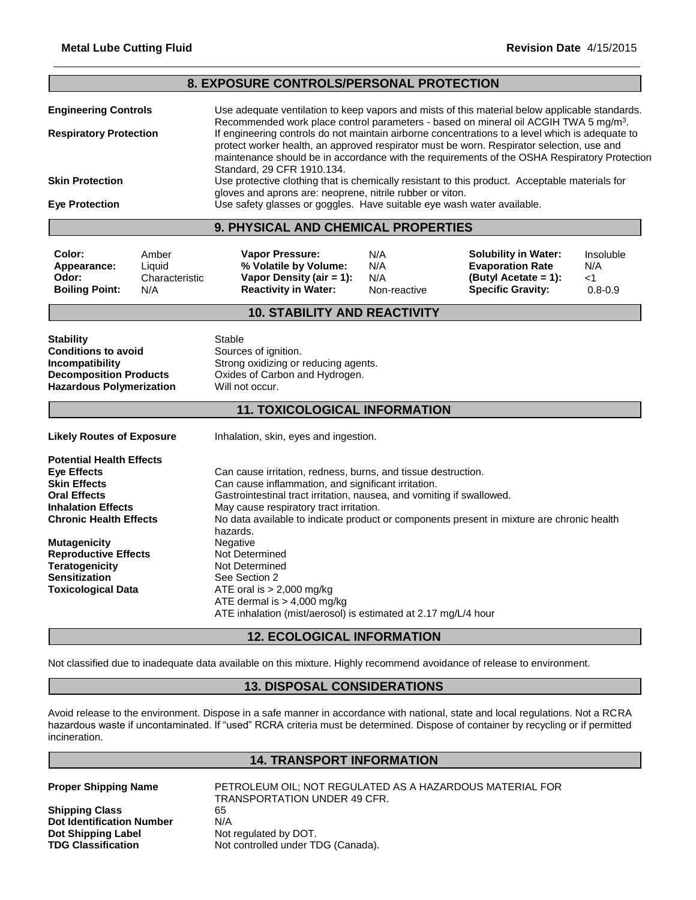## 8. EXPOSURE CONTROLS/PERSONAL PROTECTION

**Engineering Controls** Use adequate ventilation to keep vapors and mists of this material below applicable standards. Recommended work place control parameters - based on mineral oil ACGIH TWA 5 mg/m$^3$.

**Respiratory Protection** If engineering controls do not maintain airborne concentrations to a level which is adequate to protect worker health, an approved respirator must be worn. Respirator selection, use and maintenance should be in accordance with the requirements of the OSHA Respiratory Protection Standard, 29 CFR 1910.134.

**Skin Protection** Use protective clothing that is chemically resistant to this product. Acceptable materials for gloves and aprons are: neoprene, nitrile rubber or viton.

**Eye Protection** Use safety glasses or goggles. Have suitable eye wash water available.

## 9. PHYSICAL AND CHEMICAL PROPERTIES

| | | | | | |
|---|---|---|---|---|---|
| **Color:** | Amber | **Vapor Pressure:** | N/A | **Solubility in Water:** | Insoluble |
| **Appearance:** | Liquid | **% Volatile by Volume:** | N/A | **Evaporation Rate** | N/A |
| **Odor:** | Characteristic | **Vapor Density (air = 1):** | N/A | **(Butyl Acetate = 1):** | <1 |
| **Boiling Point:** | N/A | **Reactivity in Water:** | Non-reactive | **Specific Gravity:** | 0.8-0.9 |

## 10. STABILITY AND REACTIVITY

**Stability** Stable
**Conditions to avoid** Sources of ignition.
**Incompatibility** Strong oxidizing or reducing agents.
**Decomposition Products** Oxides of Carbon and Hydrogen.
**Hazardous Polymerization** Will not occur.

## 11. TOXICOLOGICAL INFORMATION

**Likely Routes of Exposure** Inhalation, skin, eyes and ingestion.

**Potential Health Effects**
**Eye Effects** Can cause irritation, redness, burns, and tissue destruction.
**Skin Effects** Can cause inflammation, and significant irritation.
**Oral Effects** Gastrointestinal tract irritation, nausea, and vomiting if swallowed.
**Inhalation Effects** May cause respiratory tract irritation.
**Chronic Health Effects** No data available to indicate product or components present in mixture are chronic health hazards.

**Mutagenicity** Negative
**Reproductive Effects** Not Determined
**Teratogenicity** Not Determined
**Sensitization** See Section 2
**Toxicological Data** ATE oral is > 2,000 mg/kg
ATE dermal is > 4,000 mg/kg
ATE inhalation (mist/aerosol) is estimated at 2.17 mg/L/4 hour

## 12. ECOLOGICAL INFORMATION

Not classified due to inadequate data available on this mixture. Highly recommend avoidance of release to environment.

## 13. DISPOSAL CONSIDERATIONS

Avoid release to the environment. Dispose in a safe manner in accordance with national, state and local regulations. Not a RCRA hazardous waste if uncontaminated. If "used" RCRA criteria must be determined. Dispose of container by recycling or if permitted incineration.

## 14. TRANSPORT INFORMATION

**Proper Shipping Name** PETROLEUM OIL; NOT REGULATED AS A HAZARDOUS MATERIAL FOR TRANSPORTATION UNDER 49 CFR.
**Shipping Class** 65
**Dot Identification Number** N/A
**Dot Shipping Label** Not regulated by DOT.
**TDG Classification** Not controlled under TDG (Canada).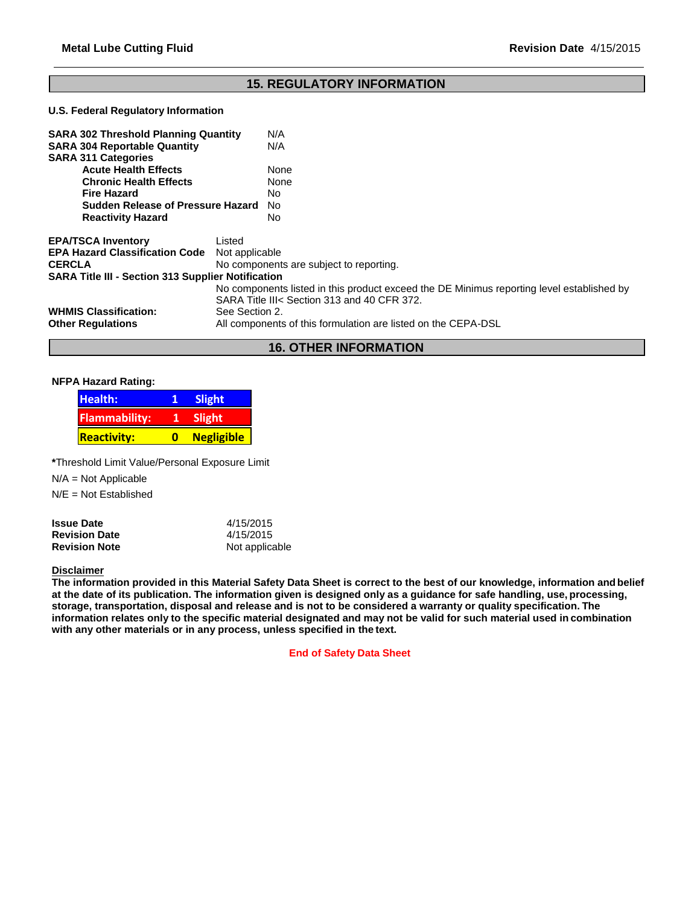## 15. REGULATORY INFORMATION

**U.S. Federal Regulatory Information**

| | |
|---|---|
| **SARA 302 Threshold Planning Quantity** | N/A |
| **SARA 304 Reportable Quantity** | N/A |
| **SARA 311 Categories** | |
| **Acute Health Effects** | None |
| **Chronic Health Effects** | None |
| **Fire Hazard** | No |
| **Sudden Release of Pressure Hazard** | No |
| **Reactivity Hazard** | No |

| | |
|---|---|
| **EPA/TSCA Inventory** | Listed |
| **EPA Hazard Classification Code** | Not applicable |
| **CERCLA** | No components are subject to reporting. |
| **SARA Title III - Section 313 Supplier Notification** | |
| | No components listed in this product exceed the DE Minimus reporting level established by SARA Title III< Section 313 and 40 CFR 372. |
| **WHMIS Classification:** | See Section 2. |
| **Other Regulations** | All components of this formulation are listed on the CEPA-DSL |

## 16. OTHER INFORMATION

**NFPA Hazard Rating:**

| | | |
|---|---|---|
| **Health:** | **1** | **Slight** |
| **Flammability:** | **1** | **Slight** |
| **Reactivity:** | **0** | **Negligible** |

**\***Threshold Limit Value/Personal Exposure Limit

N/A = Not Applicable

N/E = Not Established

| | |
|---|---|
| **Issue Date** | 4/15/2015 |
| **Revision Date** | 4/15/2015 |
| **Revision Note** | Not applicable |

**Disclaimer**

**The information provided in this Material Safety Data Sheet is correct to the best of our knowledge, information and belief at the date of its publication. The information given is designed only as a guidance for safe handling, use, processing, storage, transportation, disposal and release and is not to be considered a warranty or quality specification. The information relates only to the specific material designated and may not be valid for such material used in combination with any other materials or in any process, unless specified in the text.**

**End of Safety Data Sheet**